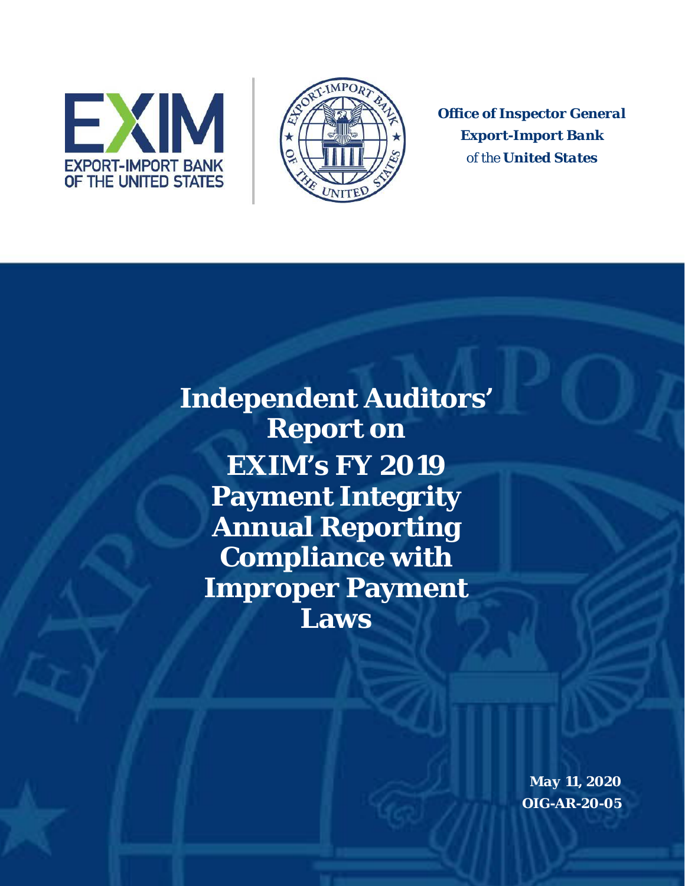EXPORT-IMPORT BANK OF THE UNITED STATES

***Office of Inspector General***
***Export-Import Bank***
*of the* ***United States***

# Independent Auditors' Report on EXIM's FY 2019 Payment Integrity Annual Reporting Compliance with Improper Payment Laws

**May 11, 2020**
**OIG-AR-20-05**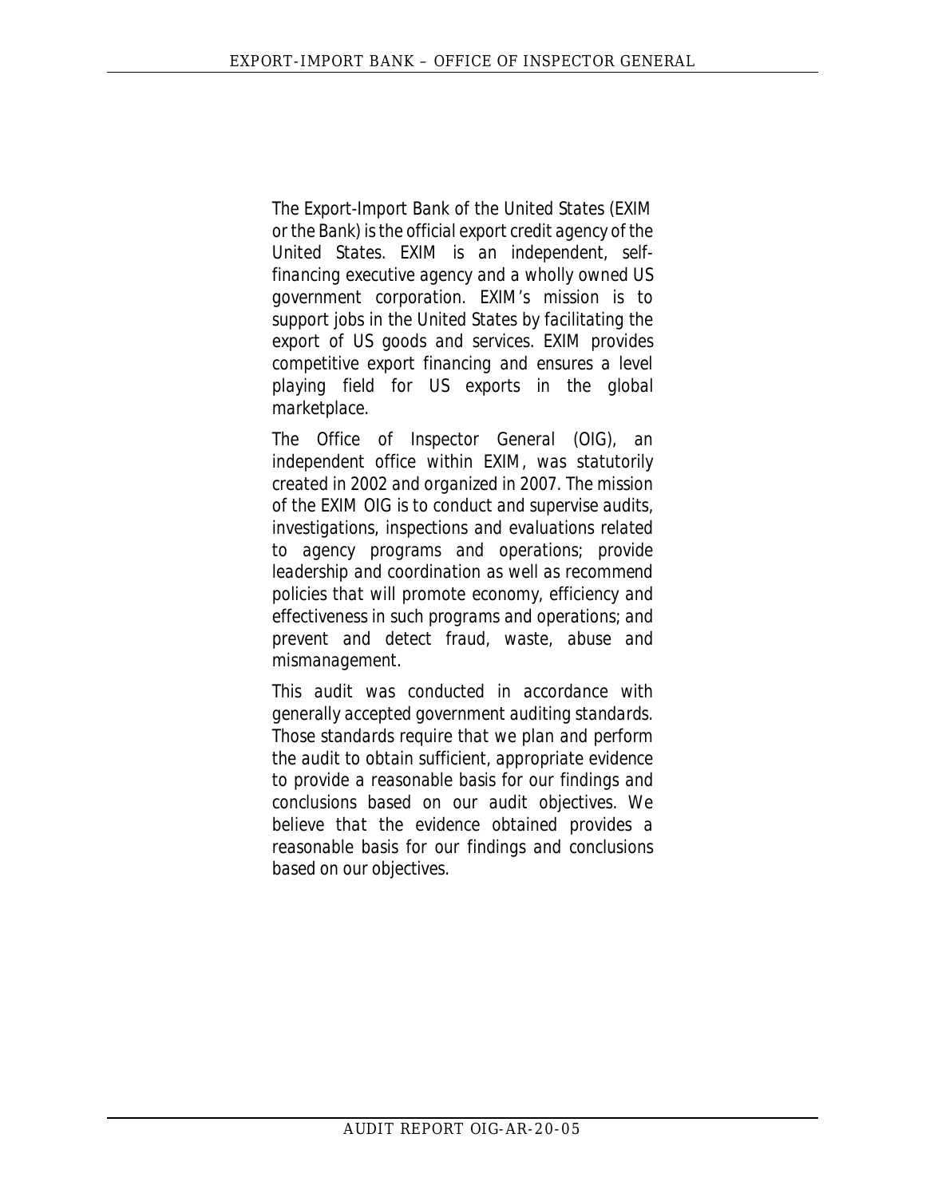The Export-Import Bank of the United States (EXIM or the Bank) is the official export credit agency of the United States. EXIM is an independent, self-financing executive agency and a wholly owned US government corporation. EXIM's mission is to support jobs in the United States by facilitating the export of US goods and services. EXIM provides competitive export financing and ensures a level playing field for US exports in the global marketplace.

The Office of Inspector General (OIG), an independent office within EXIM, was statutorily created in 2002 and organized in 2007. The mission of the EXIM OIG is to conduct and supervise audits, investigations, inspections and evaluations related to agency programs and operations; provide leadership and coordination as well as recommend policies that will promote economy, efficiency and effectiveness in such programs and operations; and prevent and detect fraud, waste, abuse and mismanagement.

This audit was conducted in accordance with generally accepted government auditing standards. Those standards require that we plan and perform the audit to obtain sufficient, appropriate evidence to provide a reasonable basis for our findings and conclusions based on our audit objectives. We believe that the evidence obtained provides a reasonable basis for our findings and conclusions based on our objectives.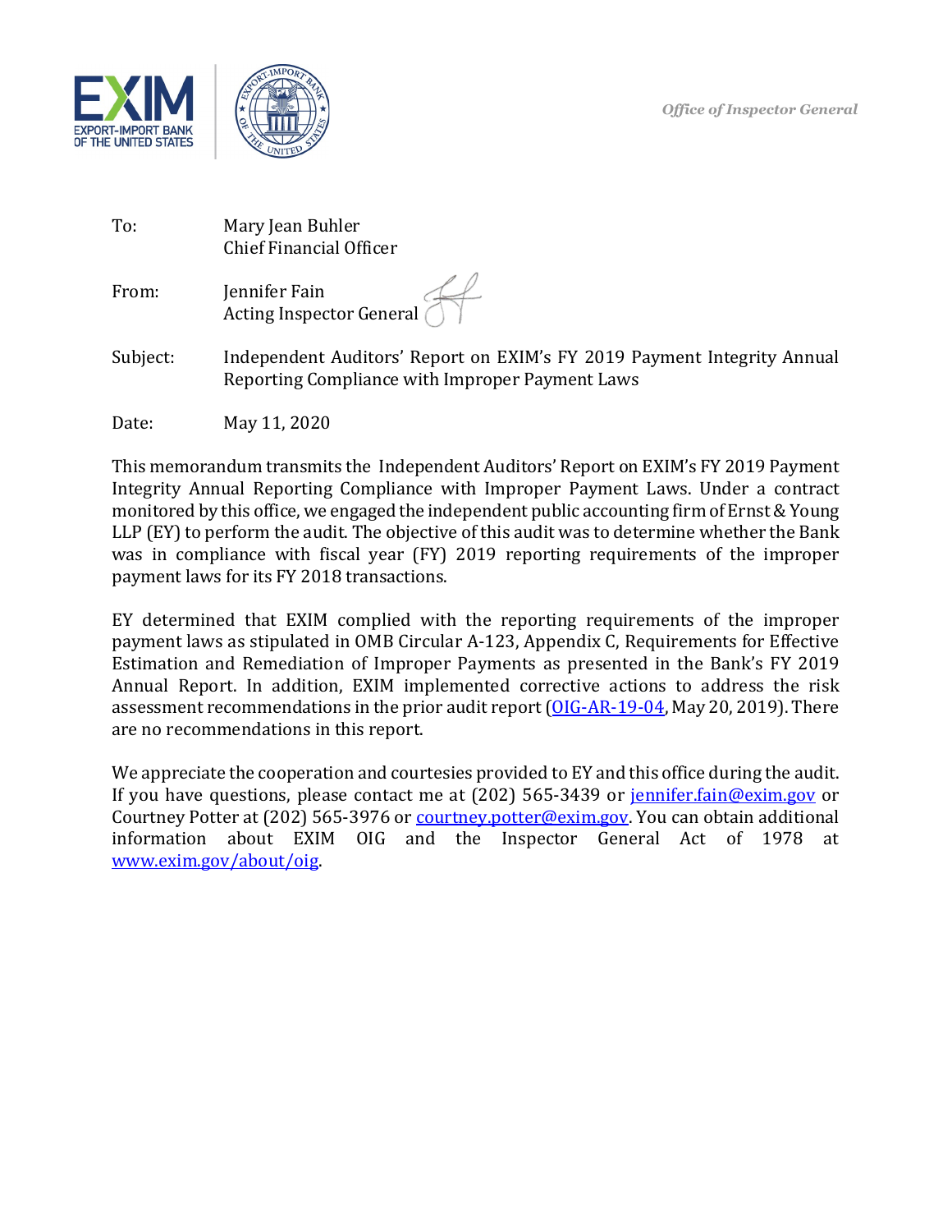Office of Inspector General

| | |
|---|---|
| To: | Mary Jean Buhler<br>Chief Financial Officer |
| From: | Jennifer Fain<br>Acting Inspector General |
| Subject: | Independent Auditors' Report on EXIM's FY 2019 Payment Integrity Annual Reporting Compliance with Improper Payment Laws |
| Date: | May 11, 2020 |

This memorandum transmits the Independent Auditors' Report on EXIM's FY 2019 Payment Integrity Annual Reporting Compliance with Improper Payment Laws. Under a contract monitored by this office, we engaged the independent public accounting firm of Ernst & Young LLP (EY) to perform the audit. The objective of this audit was to determine whether the Bank was in compliance with fiscal year (FY) 2019 reporting requirements of the improper payment laws for its FY 2018 transactions.

EY determined that EXIM complied with the reporting requirements of the improper payment laws as stipulated in OMB Circular A-123, Appendix C, Requirements for Effective Estimation and Remediation of Improper Payments as presented in the Bank's FY 2019 Annual Report. In addition, EXIM implemented corrective actions to address the risk assessment recommendations in the prior audit report (OIG-AR-19-04, May 20, 2019). There are no recommendations in this report.

We appreciate the cooperation and courtesies provided to EY and this office during the audit. If you have questions, please contact me at (202) 565-3439 or jennifer.fain@exim.gov or Courtney Potter at (202) 565-3976 or courtney.potter@exim.gov. You can obtain additional information about EXIM OIG and the Inspector General Act of 1978 at www.exim.gov/about/oig.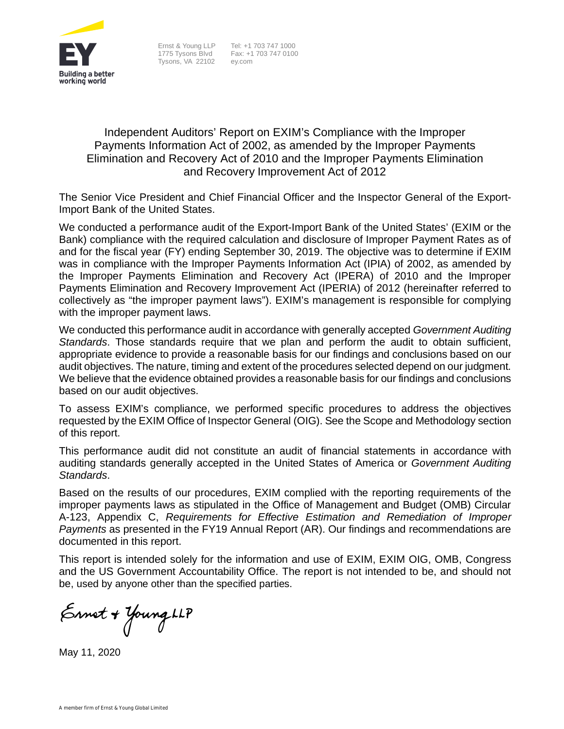Ernst & Young LLP
1775 Tysons Blvd
Tysons, VA 22102

Tel: +1 703 747 1000
Fax: +1 703 747 0100
ey.com

# Independent Auditors' Report on EXIM's Compliance with the Improper Payments Information Act of 2002, as amended by the Improper Payments Elimination and Recovery Act of 2010 and the Improper Payments Elimination and Recovery Improvement Act of 2012

The Senior Vice President and Chief Financial Officer and the Inspector General of the Export-Import Bank of the United States.

We conducted a performance audit of the Export-Import Bank of the United States' (EXIM or the Bank) compliance with the required calculation and disclosure of Improper Payment Rates as of and for the fiscal year (FY) ending September 30, 2019. The objective was to determine if EXIM was in compliance with the Improper Payments Information Act (IPIA) of 2002, as amended by the Improper Payments Elimination and Recovery Act (IPERA) of 2010 and the Improper Payments Elimination and Recovery Improvement Act (IPERIA) of 2012 (hereinafter referred to collectively as "the improper payment laws"). EXIM's management is responsible for complying with the improper payment laws.

We conducted this performance audit in accordance with generally accepted *Government Auditing Standards*. Those standards require that we plan and perform the audit to obtain sufficient, appropriate evidence to provide a reasonable basis for our findings and conclusions based on our audit objectives. The nature, timing and extent of the procedures selected depend on our judgment. We believe that the evidence obtained provides a reasonable basis for our findings and conclusions based on our audit objectives.

To assess EXIM's compliance, we performed specific procedures to address the objectives requested by the EXIM Office of Inspector General (OIG). See the Scope and Methodology section of this report.

This performance audit did not constitute an audit of financial statements in accordance with auditing standards generally accepted in the United States of America or *Government Auditing Standards*.

Based on the results of our procedures, EXIM complied with the reporting requirements of the improper payments laws as stipulated in the Office of Management and Budget (OMB) Circular A-123, Appendix C, *Requirements for Effective Estimation and Remediation of Improper Payments* as presented in the FY19 Annual Report (AR). Our findings and recommendations are documented in this report.

This report is intended solely for the information and use of EXIM, EXIM OIG, OMB, Congress and the US Government Accountability Office. The report is not intended to be, and should not be, used by anyone other than the specified parties.

Ernst + Young LLP

May 11, 2020

A member firm of Ernst & Young Global Limited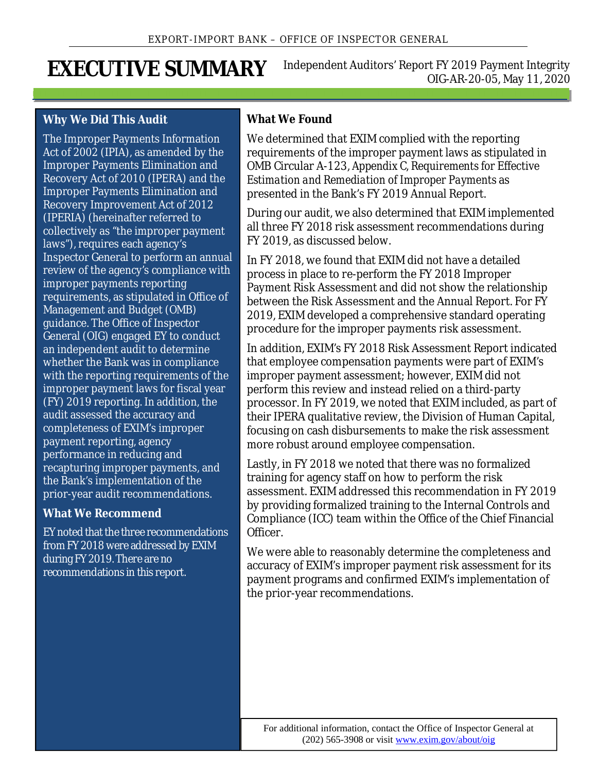# EXECUTIVE SUMMARY

Independent Auditors' Report FY 2019 Payment Integrity
OIG-AR-20-05, May 11, 2020

### Why We Did This Audit

The Improper Payments Information Act of 2002 (IPIA), as amended by the Improper Payments Elimination and Recovery Act of 2010 (IPERA) and the Improper Payments Elimination and Recovery Improvement Act of 2012 (IPERIA) (hereinafter referred to collectively as "the improper payment laws"), requires each agency's Inspector General to perform an annual review of the agency's compliance with improper payments reporting requirements, as stipulated in Office of Management and Budget (OMB) guidance. The Office of Inspector General (OIG) engaged EY to conduct an independent audit to determine whether the Bank was in compliance with the reporting requirements of the improper payment laws for fiscal year (FY) 2019 reporting. In addition, the audit assessed the accuracy and completeness of EXIM's improper payment reporting, agency performance in reducing and recapturing improper payments, and the Bank's implementation of the prior-year audit recommendations.

### What We Recommend

EY noted that the three recommendations from FY 2018 were addressed by EXIM during FY 2019. There are no recommendations in this report.

### What We Found

We determined that EXIM complied with the reporting requirements of the improper payment laws as stipulated in OMB Circular A-123, Appendix C, *Requirements for Effective Estimation and Remediation of Improper Payments* as presented in the Bank's FY 2019 Annual Report.

During our audit, we also determined that EXIM implemented all three FY 2018 risk assessment recommendations during FY 2019, as discussed below.

In FY 2018, we found that EXIM did not have a detailed process in place to re-perform the FY 2018 Improper Payment Risk Assessment and did not show the relationship between the Risk Assessment and the Annual Report. For FY 2019, EXIM developed a comprehensive standard operating procedure for the improper payments risk assessment.

In addition, EXIM's FY 2018 Risk Assessment Report indicated that employee compensation payments were part of EXIM's improper payment assessment; however, EXIM did not perform this review and instead relied on a third-party processor. In FY 2019, we noted that EXIM included, as part of their IPERA qualitative review, the Division of Human Capital, focusing on cash disbursements to make the risk assessment more robust around employee compensation.

Lastly, in FY 2018 we noted that there was no formalized training for agency staff on how to perform the risk assessment. EXIM addressed this recommendation in FY 2019 by providing formalized training to the Internal Controls and Compliance (ICC) team within the Office of the Chief Financial Officer.

We were able to reasonably determine the completeness and accuracy of EXIM's improper payment risk assessment for its payment programs and confirmed EXIM's implementation of the prior-year recommendations.

For additional information, contact the Office of Inspector General at (202) 565-3908 or visit [www.exim.gov/about/oig](www.exim.gov/about/oig)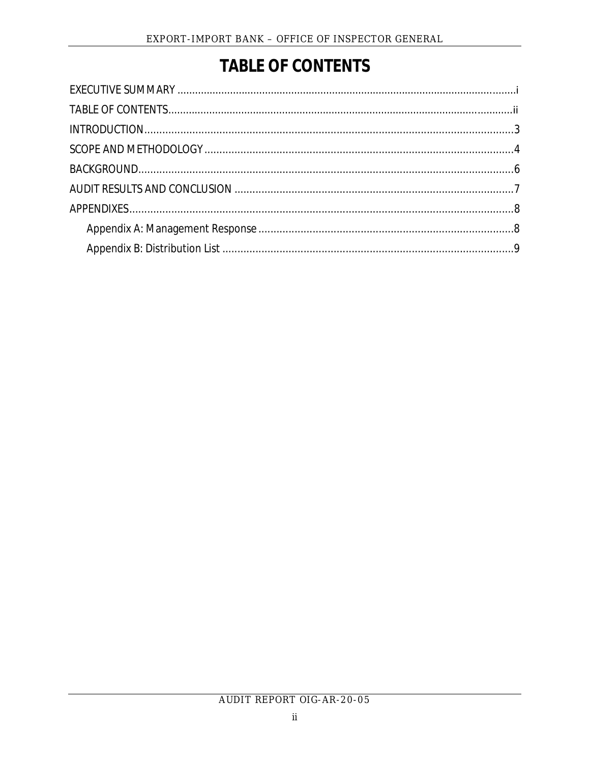# TABLE OF CONTENTS

EXECUTIVE SUMMARY ........................................................................................................... i

TABLE OF CONTENTS ......................................................................................................... ii

INTRODUCTION ..................................................................................................................... 3

SCOPE AND METHODOLOGY ............................................................................................. 4

BACKGROUND ...................................................................................................................... 6

AUDIT RESULTS AND CONCLUSION .................................................................................. 7

APPENDIXES ......................................................................................................................... 8

- Appendix A: Management Response .............................................................................. 8
- Appendix B: Distribution List .......................................................................................... 9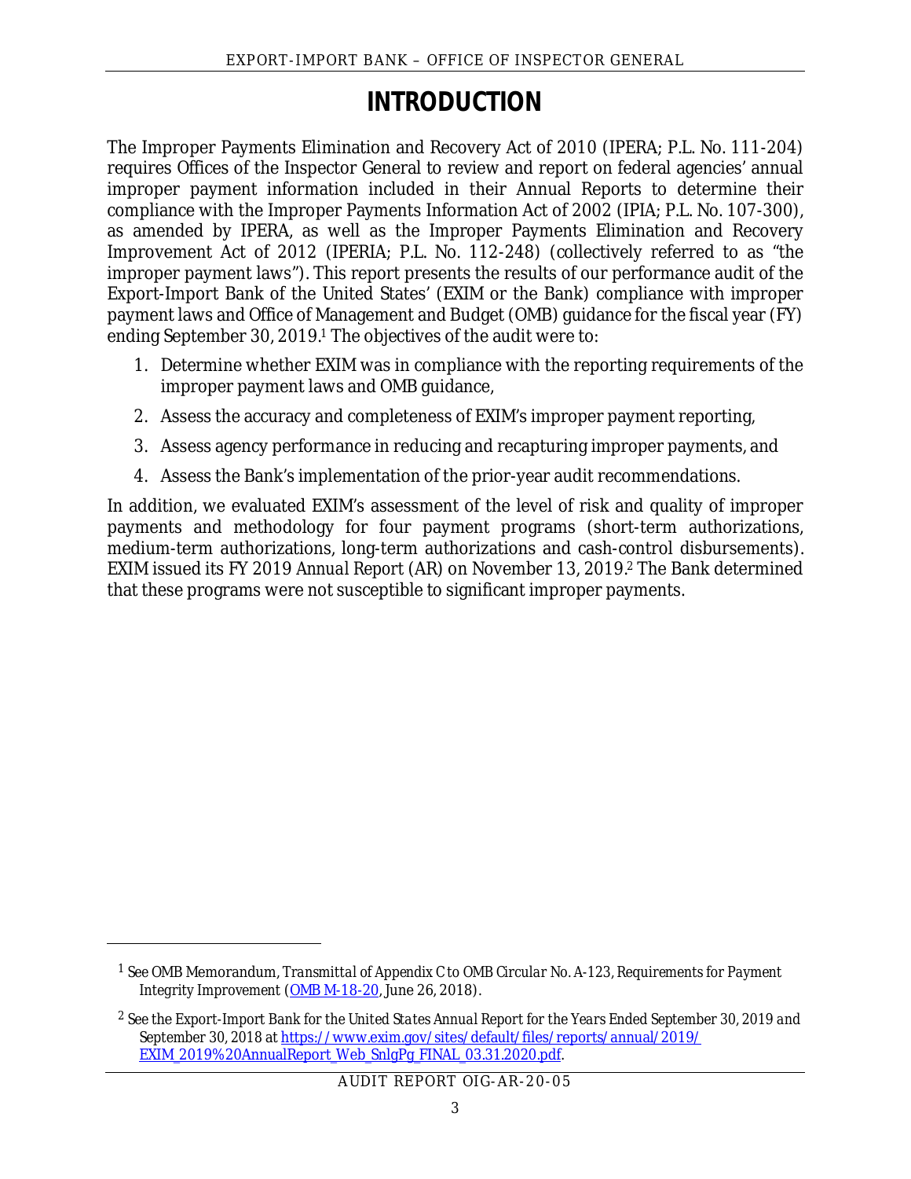# INTRODUCTION

The Improper Payments Elimination and Recovery Act of 2010 (IPERA; P.L. No. 111-204) requires Offices of the Inspector General to review and report on federal agencies' annual improper payment information included in their Annual Reports to determine their compliance with the Improper Payments Information Act of 2002 (IPIA; P.L. No. 107-300), as amended by IPERA, as well as the Improper Payments Elimination and Recovery Improvement Act of 2012 (IPERIA; P.L. No. 112-248) (collectively referred to as "the improper payment laws"). This report presents the results of our performance audit of the Export-Import Bank of the United States' (EXIM or the Bank) compliance with improper payment laws and Office of Management and Budget (OMB) guidance for the fiscal year (FY) ending September 30, 2019.[1] The objectives of the audit were to:

1. Determine whether EXIM was in compliance with the reporting requirements of the improper payment laws and OMB guidance,
2. Assess the accuracy and completeness of EXIM's improper payment reporting,
3. Assess agency performance in reducing and recapturing improper payments, and
4. Assess the Bank's implementation of the prior-year audit recommendations.

In addition, we evaluated EXIM's assessment of the level of risk and quality of improper payments and methodology for four payment programs (short-term authorizations, medium-term authorizations, long-term authorizations and cash-control disbursements). EXIM issued its FY 2019 Annual Report (AR) on November 13, 2019.[2] The Bank determined that these programs were not susceptible to significant improper payments.

---

[1] See OMB Memorandum, *Transmittal of Appendix C to OMB Circular No. A-123, Requirements for Payment Integrity Improvement* (OMB M-18-20, June 26, 2018).

[2] See the *Export-Import Bank for the United States Annual Report for the Years Ended September 30, 2019 and September 30, 2018* at https://www.exim.gov/sites/default/files/reports/annual/2019/EXIM_2019%20AnnualReport_Web_SnlgPg_FINAL_03.31.2020.pdf.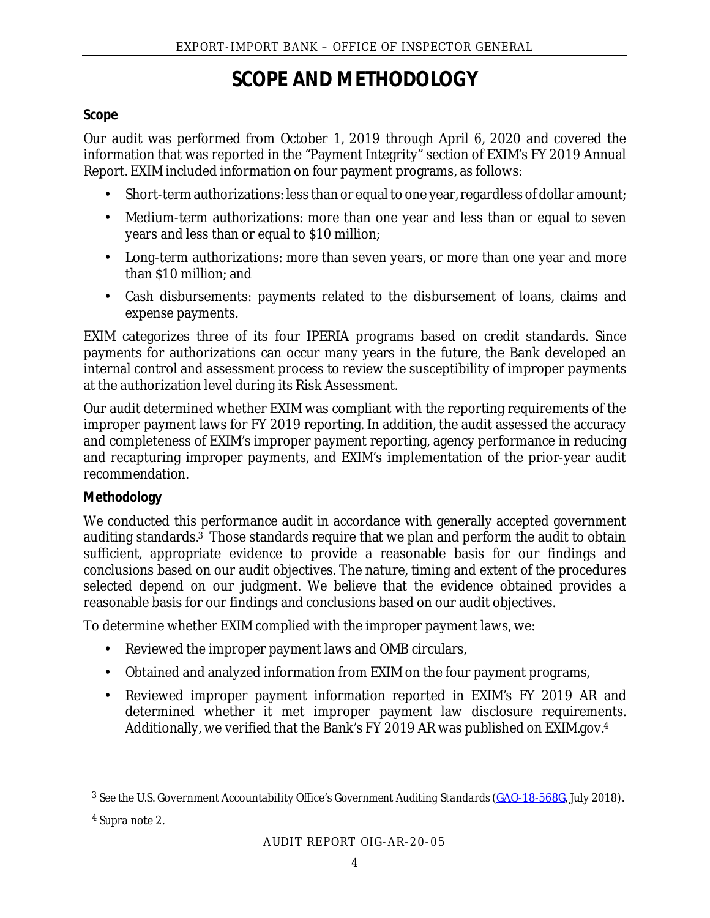# SCOPE AND METHODOLOGY

### Scope

Our audit was performed from October 1, 2019 through April 6, 2020 and covered the information that was reported in the "Payment Integrity" section of EXIM's FY 2019 Annual Report. EXIM included information on four payment programs, as follows:

- Short-term authorizations: less than or equal to one year, regardless of dollar amount;
- Medium-term authorizations: more than one year and less than or equal to seven years and less than or equal to $10 million;
- Long-term authorizations: more than seven years, or more than one year and more than $10 million; and
- Cash disbursements: payments related to the disbursement of loans, claims and expense payments.

EXIM categorizes three of its four IPERIA programs based on credit standards. Since payments for authorizations can occur many years in the future, the Bank developed an internal control and assessment process to review the susceptibility of improper payments at the authorization level during its Risk Assessment.

Our audit determined whether EXIM was compliant with the reporting requirements of the improper payment laws for FY 2019 reporting. In addition, the audit assessed the accuracy and completeness of EXIM's improper payment reporting, agency performance in reducing and recapturing improper payments, and EXIM's implementation of the prior-year audit recommendation.

### Methodology

We conducted this performance audit in accordance with generally accepted government auditing standards.[3] Those standards require that we plan and perform the audit to obtain sufficient, appropriate evidence to provide a reasonable basis for our findings and conclusions based on our audit objectives. The nature, timing and extent of the procedures selected depend on our judgment. We believe that the evidence obtained provides a reasonable basis for our findings and conclusions based on our audit objectives.

To determine whether EXIM complied with the improper payment laws, we:

- Reviewed the improper payment laws and OMB circulars,
- Obtained and analyzed information from EXIM on the four payment programs,
- Reviewed improper payment information reported in EXIM's FY 2019 AR and determined whether it met improper payment law disclosure requirements. Additionally, we verified that the Bank's FY 2019 AR was published on EXIM.gov.[4]

---

[3] See the U.S. Government Accountability Office's *Government Auditing Standards* (GAO-18-568G, July 2018).

[4] *Supra* note 2.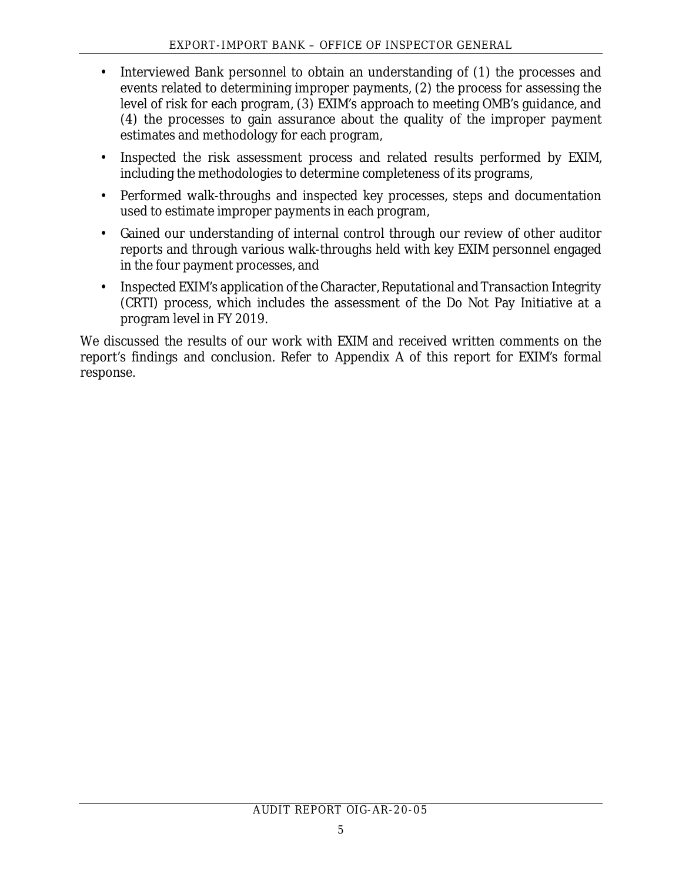- Interviewed Bank personnel to obtain an understanding of (1) the processes and events related to determining improper payments, (2) the process for assessing the level of risk for each program, (3) EXIM's approach to meeting OMB's guidance, and (4) the processes to gain assurance about the quality of the improper payment estimates and methodology for each program,
- Inspected the risk assessment process and related results performed by EXIM, including the methodologies to determine completeness of its programs,
- Performed walk-throughs and inspected key processes, steps and documentation used to estimate improper payments in each program,
- Gained our understanding of internal control through our review of other auditor reports and through various walk-throughs held with key EXIM personnel engaged in the four payment processes, and
- Inspected EXIM's application of the Character, Reputational and Transaction Integrity (CRTI) process, which includes the assessment of the Do Not Pay Initiative at a program level in FY 2019.

We discussed the results of our work with EXIM and received written comments on the report's findings and conclusion. Refer to Appendix A of this report for EXIM's formal response.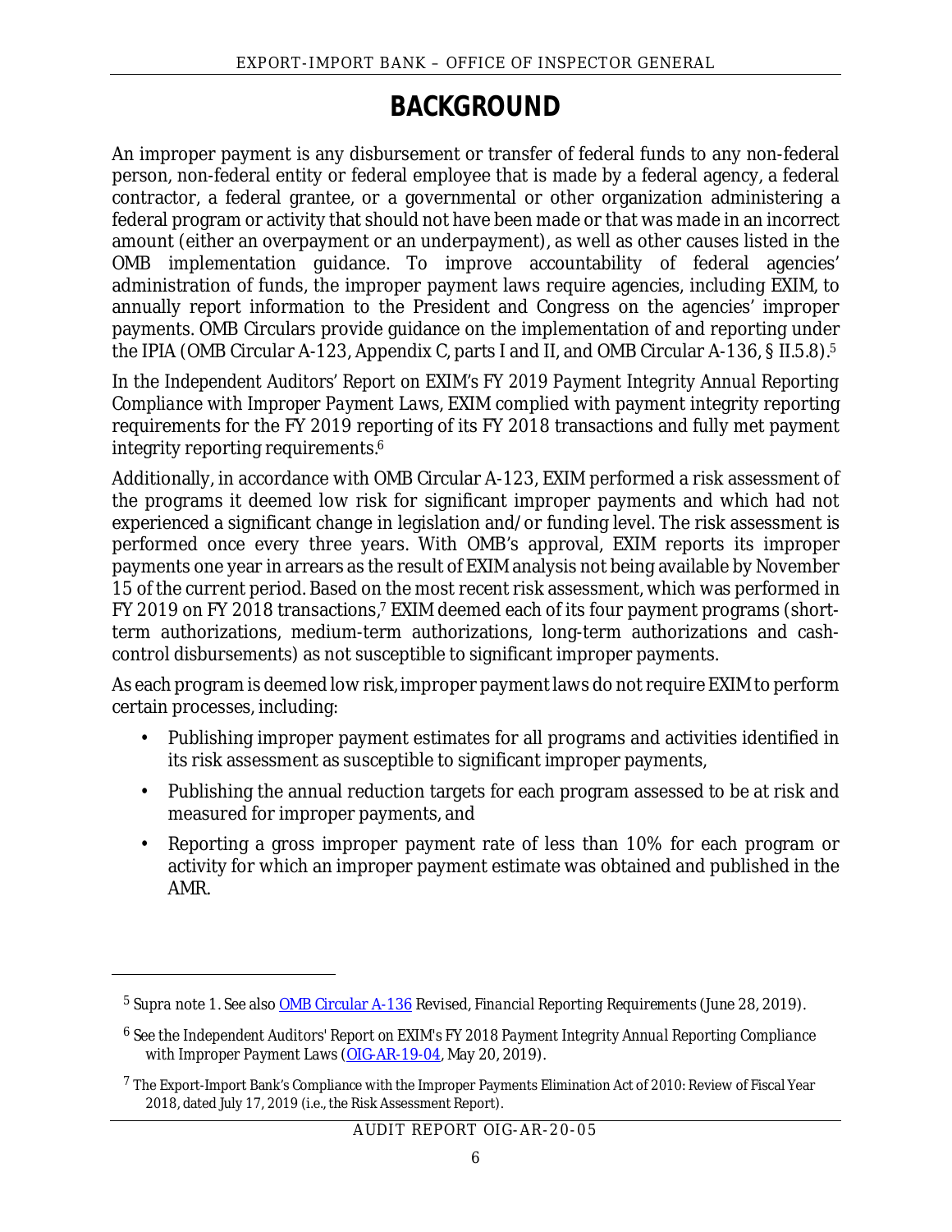# BACKGROUND

An improper payment is any disbursement or transfer of federal funds to any non-federal person, non-federal entity or federal employee that is made by a federal agency, a federal contractor, a federal grantee, or a governmental or other organization administering a federal program or activity that should not have been made or that was made in an incorrect amount (either an overpayment or an underpayment), as well as other causes listed in the OMB implementation guidance. To improve accountability of federal agencies' administration of funds, the improper payment laws require agencies, including EXIM, to annually report information to the President and Congress on the agencies' improper payments. OMB Circulars provide guidance on the implementation of and reporting under the IPIA (OMB Circular A-123, Appendix C, parts I and II, and OMB Circular A-136, § II.5.8).[5]

In the *Independent Auditors' Report on EXIM's FY 2019 Payment Integrity Annual Reporting Compliance with Improper Payment Laws*, EXIM complied with payment integrity reporting requirements for the FY 2019 reporting of its FY 2018 transactions and fully met payment integrity reporting requirements.[6]

Additionally, in accordance with OMB Circular A-123, EXIM performed a risk assessment of the programs it deemed low risk for significant improper payments and which had not experienced a significant change in legislation and/or funding level. The risk assessment is performed once every three years. With OMB's approval, EXIM reports its improper payments one year in arrears as the result of EXIM analysis not being available by November 15 of the current period. Based on the most recent risk assessment, which was performed in FY 2019 on FY 2018 transactions,[7] EXIM deemed each of its four payment programs (short-term authorizations, medium-term authorizations, long-term authorizations and cash-control disbursements) as not susceptible to significant improper payments.

As each program is deemed low risk, improper payment laws do not require EXIM to perform certain processes, including:

- Publishing improper payment estimates for all programs and activities identified in its risk assessment as susceptible to significant improper payments,
- Publishing the annual reduction targets for each program assessed to be at risk and measured for improper payments, and
- Reporting a gross improper payment rate of less than 10% for each program or activity for which an improper payment estimate was obtained and published in the AMR.

---

[5] Supra note 1. See also OMB Circular A-136 Revised, *Financial Reporting Requirements* (June 28, 2019).

[6] See the *Independent Auditors' Report on EXIM's FY 2018 Payment Integrity Annual Reporting Compliance with Improper Payment Laws* (OIG-AR-19-04, May 20, 2019).

[7] The Export-Import Bank's Compliance with the Improper Payments Elimination Act of 2010: Review of Fiscal Year 2018, dated July 17, 2019 (i.e., the Risk Assessment Report).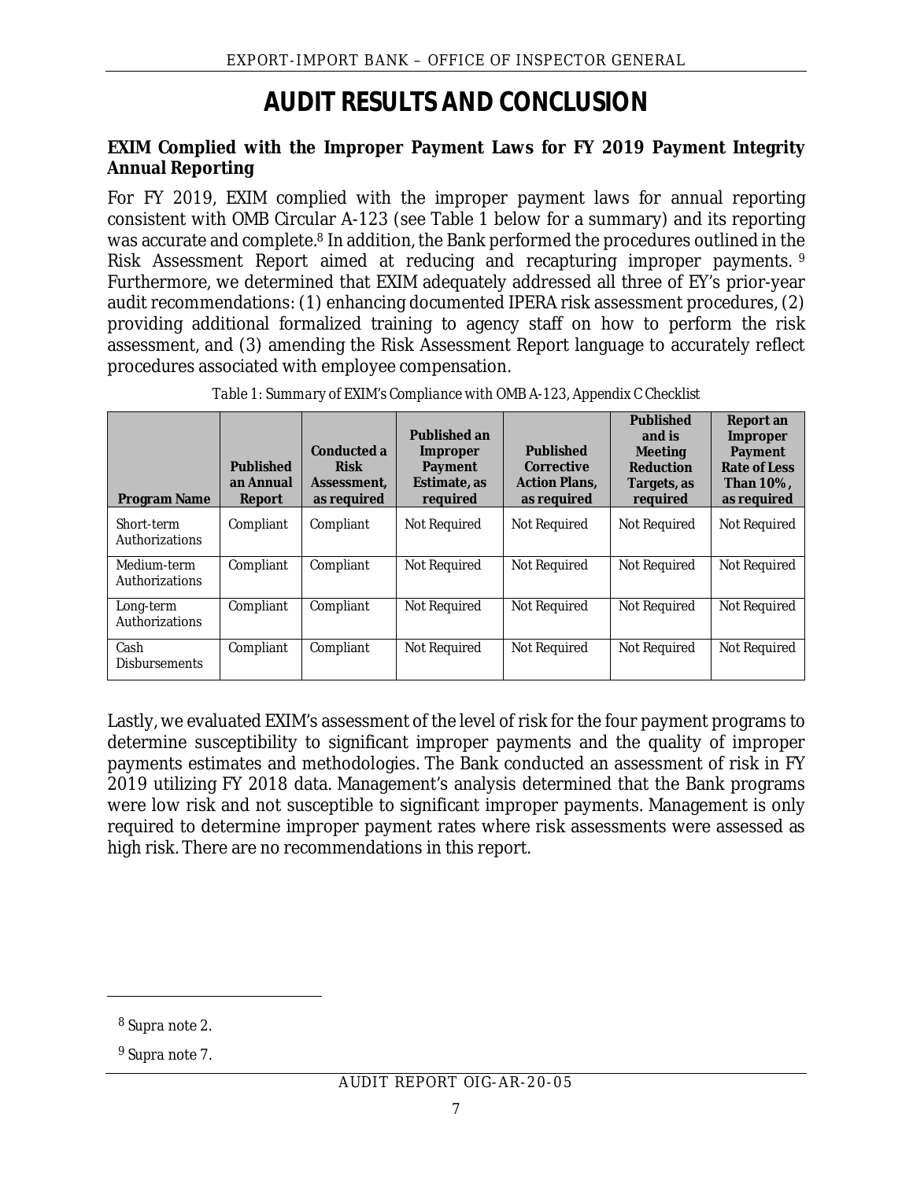# AUDIT RESULTS AND CONCLUSION

## EXIM Complied with the Improper Payment Laws for FY 2019 Payment Integrity Annual Reporting

For FY 2019, EXIM complied with the improper payment laws for annual reporting consistent with OMB Circular A-123 (see Table 1 below for a summary) and its reporting was accurate and complete.[8] In addition, the Bank performed the procedures outlined in the Risk Assessment Report aimed at reducing and recapturing improper payments.[9] Furthermore, we determined that EXIM adequately addressed all three of EY's prior-year audit recommendations: (1) enhancing documented IPERA risk assessment procedures, (2) providing additional formalized training to agency staff on how to perform the risk assessment, and (3) amending the Risk Assessment Report language to accurately reflect procedures associated with employee compensation.

*Table 1: Summary of EXIM's Compliance with OMB A-123, Appendix C Checklist*

| Program Name | Published an Annual Report | Conducted a Risk Assessment, as required | Published an Improper Payment Estimate, as required | Published Corrective Action Plans, as required | Published and is Meeting Reduction Targets, as required | Report an Improper Payment Rate of Less Than 10%, as required |
|---|---|---|---|---|---|---|
| Short-term Authorizations | Compliant | Compliant | Not Required | Not Required | Not Required | Not Required |
| Medium-term Authorizations | Compliant | Compliant | Not Required | Not Required | Not Required | Not Required |
| Long-term Authorizations | Compliant | Compliant | Not Required | Not Required | Not Required | Not Required |
| Cash Disbursements | Compliant | Compliant | Not Required | Not Required | Not Required | Not Required |

Lastly, we evaluated EXIM's assessment of the level of risk for the four payment programs to determine susceptibility to significant improper payments and the quality of improper payments estimates and methodologies. The Bank conducted an assessment of risk in FY 2019 utilizing FY 2018 data. Management's analysis determined that the Bank programs were low risk and not susceptible to significant improper payments. Management is only required to determine improper payment rates where risk assessments were assessed as high risk. There are no recommendations in this report.

[8] Supra note 2.

[9] Supra note 7.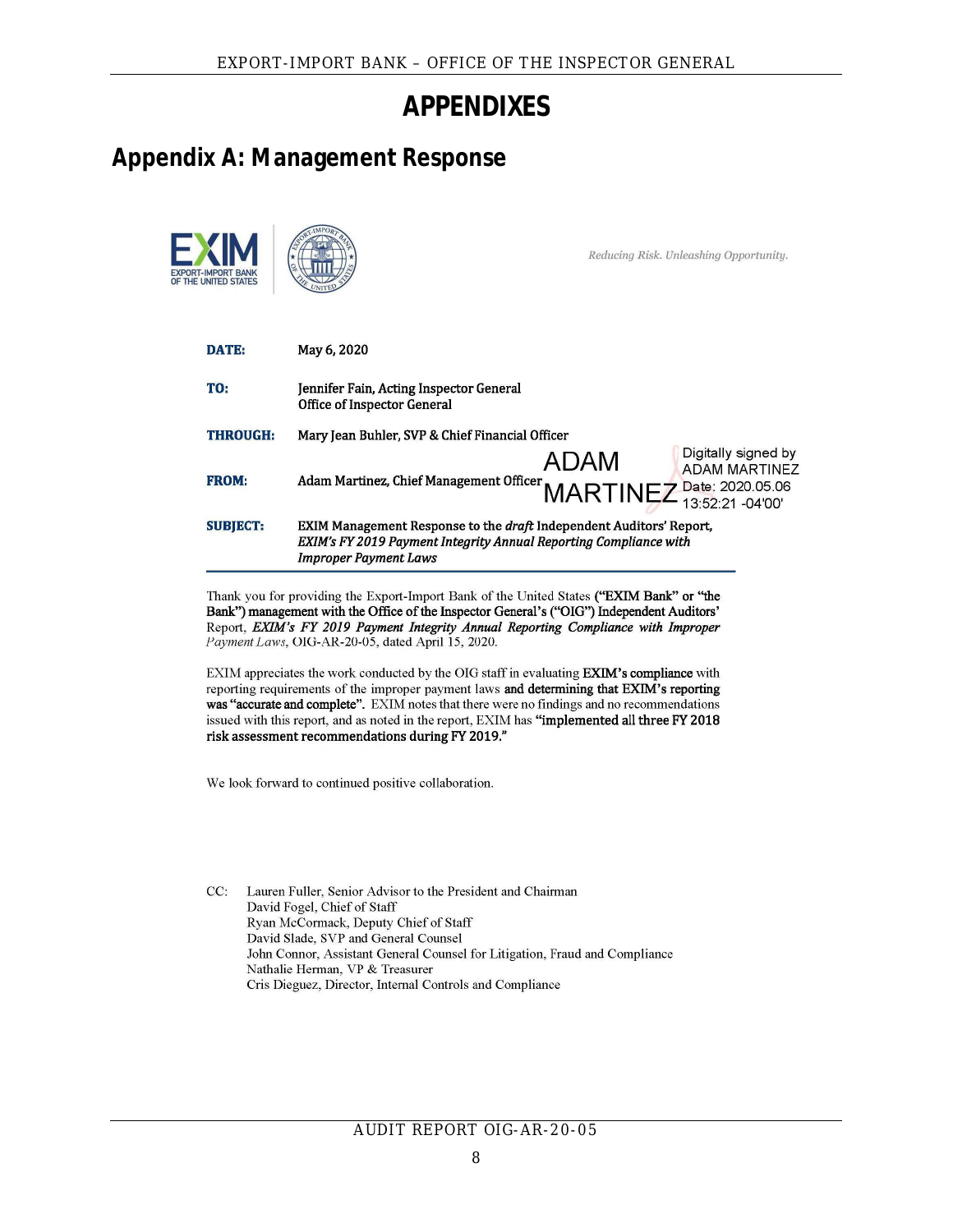# APPENDIXES

## Appendix A: Management Response

*Reducing Risk. Unleashing Opportunity.*

**DATE:** May 6, 2020

**TO:** Jennifer Fain, Acting Inspector General
Office of Inspector General

**THROUGH:** Mary Jean Buhler, SVP & Chief Financial Officer

**FROM:** Adam Martinez, Chief Management Officer

ADAM MARTINEZ — Digitally signed by ADAM MARTINEZ Date: 2020.05.06 13:52:21 -04'00'

**SUBJECT:** EXIM Management Response to the *draft* Independent Auditors' Report, *EXIM's FY 2019 Payment Integrity Annual Reporting Compliance with Improper Payment Laws*

Thank you for providing the Export-Import Bank of the United States **("EXIM Bank" or "the Bank") management with the Office of the Inspector General's ("OIG") Independent Auditors'** Report, ***EXIM's FY 2019 Payment Integrity Annual Reporting Compliance with Improper*** *Payment Laws*, OIG-AR-20-05, dated April 15, 2020.

EXIM appreciates the work conducted by the OIG staff in evaluating **EXIM's compliance** with reporting requirements of the improper payment laws **and determining that EXIM's reporting was "accurate and complete".** EXIM notes that there were no findings and no recommendations issued with this report, and as noted in the report, EXIM has **"implemented all three FY 2018 risk assessment recommendations during FY 2019."**

We look forward to continued positive collaboration.

CC: Lauren Fuller, Senior Advisor to the President and Chairman
David Fogel, Chief of Staff
Ryan McCormack, Deputy Chief of Staff
David Slade, SVP and General Counsel
John Connor, Assistant General Counsel for Litigation, Fraud and Compliance
Nathalie Herman, VP & Treasurer
Cris Dieguez, Director, Internal Controls and Compliance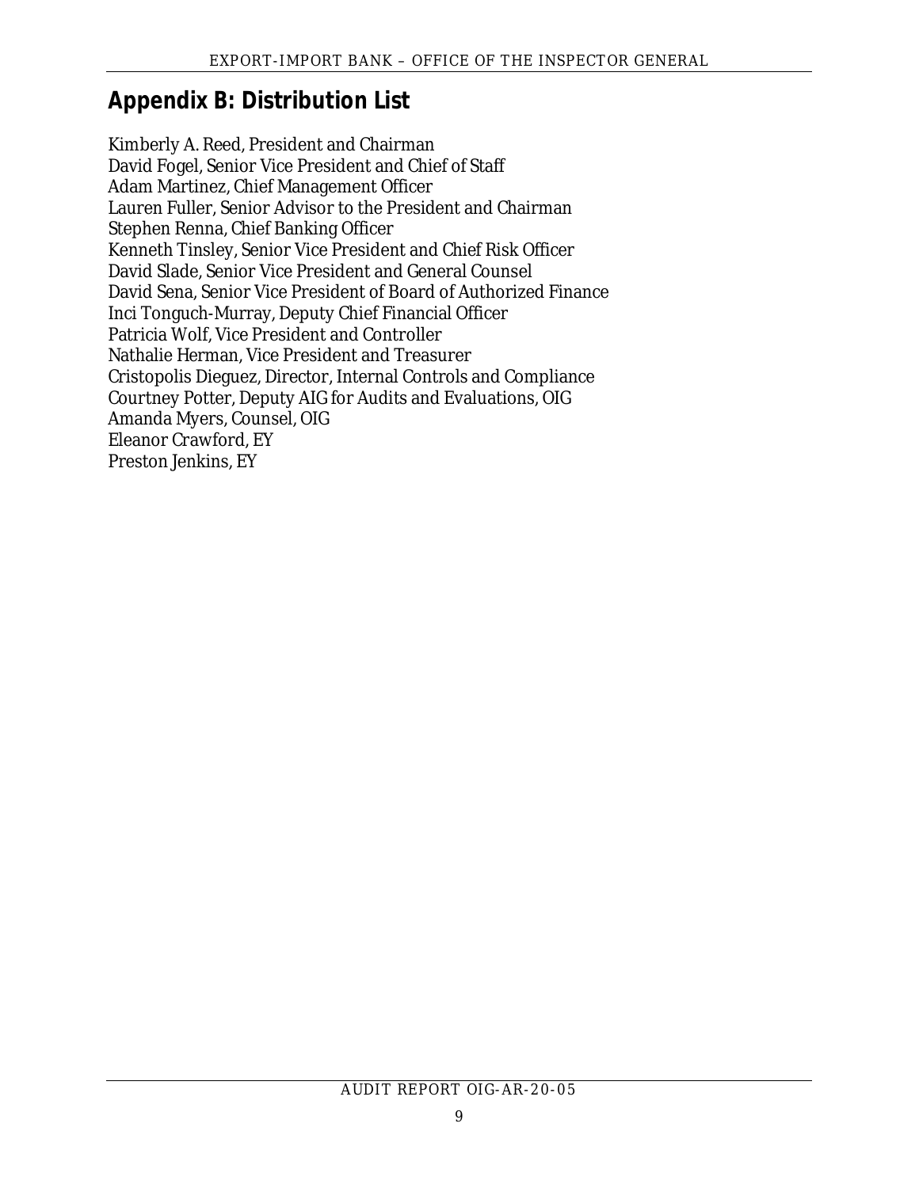## Appendix B: Distribution List

Kimberly A. Reed, President and Chairman
David Fogel, Senior Vice President and Chief of Staff
Adam Martinez, Chief Management Officer
Lauren Fuller, Senior Advisor to the President and Chairman
Stephen Renna, Chief Banking Officer
Kenneth Tinsley, Senior Vice President and Chief Risk Officer
David Slade, Senior Vice President and General Counsel
David Sena, Senior Vice President of Board of Authorized Finance
Inci Tonguch-Murray, Deputy Chief Financial Officer
Patricia Wolf, Vice President and Controller
Nathalie Herman, Vice President and Treasurer
Cristopolis Dieguez, Director, Internal Controls and Compliance
Courtney Potter, Deputy AIG for Audits and Evaluations, OIG
Amanda Myers, Counsel, OIG
Eleanor Crawford, EY
Preston Jenkins, EY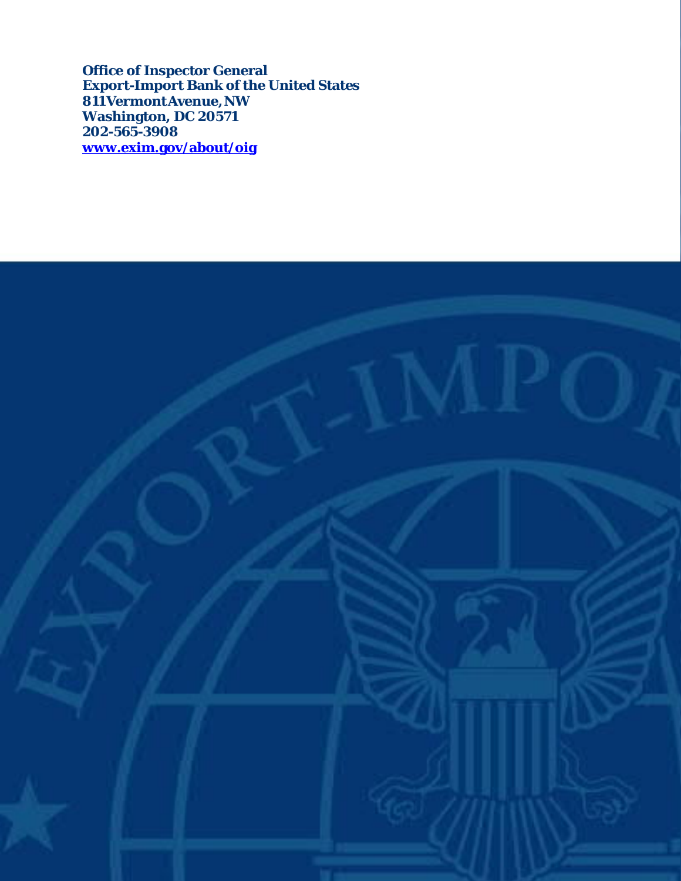**Office of Inspector General**
**Export-Import Bank of the United States**
**811 Vermont Avenue, NW**
**Washington, DC 20571**
**202-565-3908**
**[www.exim.gov/about/oig](http://www.exim.gov/about/oig)**